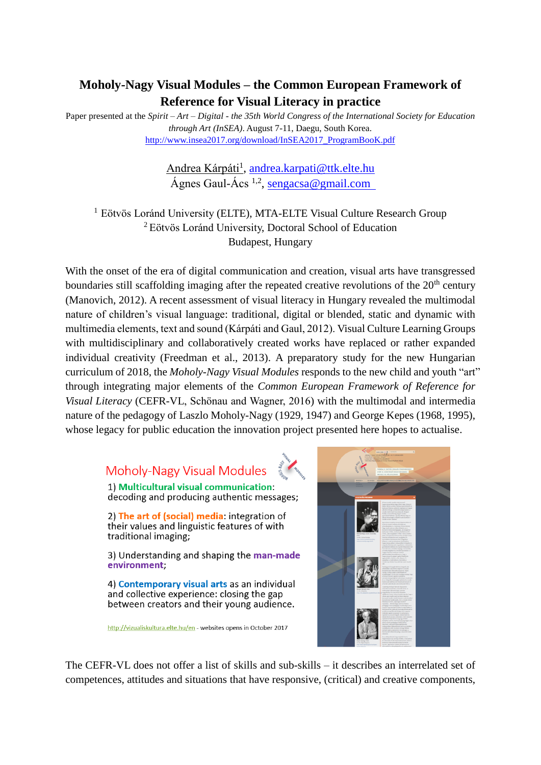# Moholy-Nagy Visual Modules – the Common European Framework of Reference for Visual Literacy in practice

Paper presented at the *Spirit – Art – Digital - the 35th World Congress of the International Society for Education through Art (InSEA)*. August 7-11, Daegu, South Korea. http://www.insea2017.org/download/InSEA2017_ProgramBooK.pdf

Andrea Kárpáti[1], andrea.karpati@ttk.elte.hu
Ágnes Gaul-Ács [1,2], sengacsa@gmail.com

[1] Eötvös Loránd University (ELTE), MTA-ELTE Visual Culture Research Group
[2] Eötvös Loránd University, Doctoral School of Education
Budapest, Hungary

With the onset of the era of digital communication and creation, visual arts have transgressed boundaries still scaffolding imaging after the repeated creative revolutions of the 20th century (Manovich, 2012). A recent assessment of visual literacy in Hungary revealed the multimodal nature of children's visual language: traditional, digital or blended, static and dynamic with multimedia elements, text and sound (Kárpáti and Gaul, 2012). Visual Culture Learning Groups with multidisciplinary and collaboratively created works have replaced or rather expanded individual creativity (Freedman et al., 2013). A preparatory study for the new Hungarian curriculum of 2018, the *Moholy-Nagy Visual Modules* responds to the new child and youth "art" through integrating major elements of the *Common European Framework of Reference for Visual Literacy* (CEFR-VL, Schönau and Wagner, 2016) with the multimodal and intermedia nature of the pedagogy of Laszlo Moholy-Nagy (1929, 1947) and George Kepes (1968, 1995), whose legacy for public education the innovation project presented here hopes to actualise.

Moholy-Nagy Visual Modules

1) **Multicultural visual communication**: decoding and producing authentic messages;

2) **The art of (social) media**: integration of their values and linguistic features of with traditional imaging;

3) Understanding and shaping the **man-made environment**;

4) **Contemporary visual arts** as an individual and collective experience: closing the gap between creators and their young audience.

http://vizualiskultura.elte.hu/en - websites opens in October 2017

The CEFR-VL does not offer a list of skills and sub-skills – it describes an interrelated set of competences, attitudes and situations that have responsive, (critical) and creative components,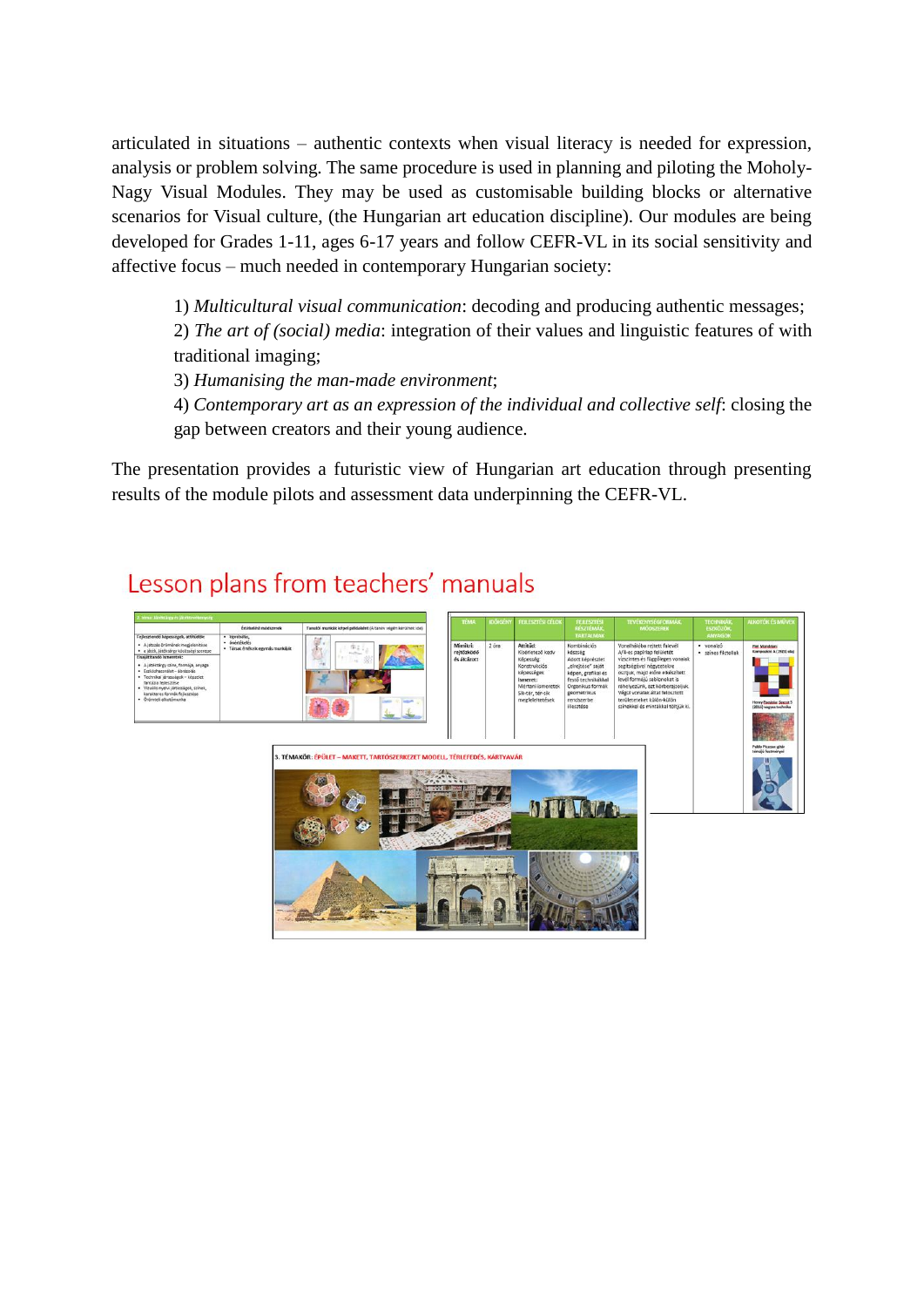articulated in situations – authentic contexts when visual literacy is needed for expression, analysis or problem solving. The same procedure is used in planning and piloting the Moholy-Nagy Visual Modules. They may be used as customisable building blocks or alternative scenarios for Visual culture, (the Hungarian art education discipline). Our modules are being developed for Grades 1-11, ages 6-17 years and follow CEFR-VL in its social sensitivity and affective focus – much needed in contemporary Hungarian society:

1) *Multicultural visual communication*: decoding and producing authentic messages;
2) *The art of (social) media*: integration of their values and linguistic features of with traditional imaging;
3) *Humanising the man-made environment*;
4) *Contemporary art as an expression of the individual and collective self*: closing the gap between creators and their young audience.

The presentation provides a futuristic view of Hungarian art education through presenting results of the module pilots and assessment data underpinning the CEFR-VL.

## Lesson plans from teachers' manuals